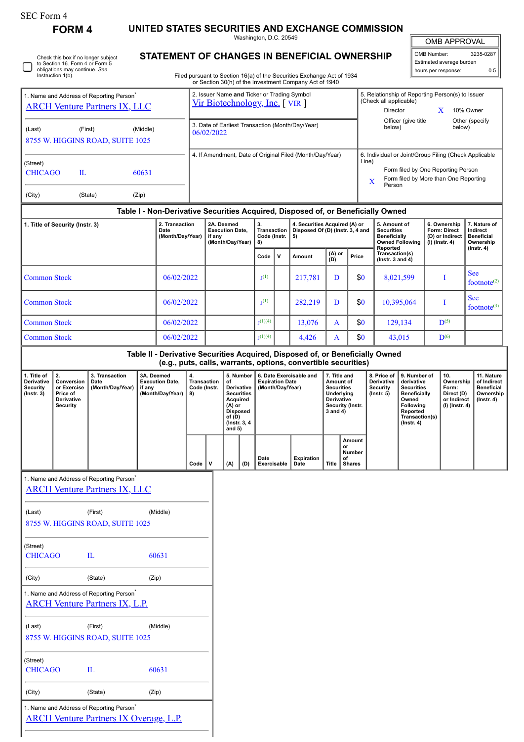SEC Form 4

# FORM 4

## UNITED STATES SECURITIES AND EXCHANGE COMMISSION

Washington, D.C. 20549

## STATEMENT OF CHANGES IN BENEFICIAL OWNERSHIP

Filed pursuant to Section 16(a) of the Securities Exchange Act of 1934 or Section 30(h) of the Investment Company Act of 1940

| OMB APPROVAL | |
|---|---|
| OMB Number: | 3235-0287 |
| Estimated average burden | |
| hours per response: | 0.5 |

☐ Check this box if no longer subject to Section 16. Form 4 or Form 5 obligations may continue. *See* Instruction 1(b).

| 1. Name and Address of Reporting Person* | 2. Issuer Name and Ticker or Trading Symbol | 5. Relationship of Reporting Person(s) to Issuer (Check all applicable) |
|---|---|---|
| ARCH Venture Partners IX, LLC | Vir Biotechnology, Inc. [ VIR ] | Director; X 10% Owner; Officer (give title below); Other (specify below) |
| (Last) (First) (Middle) 8755 W. HIGGINS ROAD, SUITE 1025 | 3. Date of Earliest Transaction (Month/Day/Year) 06/02/2022 | |
| (Street) CHICAGO IL 60631 | 4. If Amendment, Date of Original Filed (Month/Day/Year) | 6. Individual or Joint/Group Filing (Check Applicable Line): Form filed by One Reporting Person; X Form filed by More than One Reporting Person |
| (City) (State) (Zip) | | |

### Table I - Non-Derivative Securities Acquired, Disposed of, or Beneficially Owned

| 1. Title of Security (Instr. 3) | 2. Transaction Date (Month/Day/Year) | 2A. Deemed Execution Date, if any (Month/Day/Year) | 3. Transaction Code (Instr. 8) | | 4. Securities Acquired (A) or Disposed Of (D) (Instr. 3, 4 and 5) | | | 5. Amount of Securities Beneficially Owned Following Reported Transaction(s) (Instr. 3 and 4) | 6. Ownership Form: Direct (D) or Indirect (I) (Instr. 4) | 7. Nature of Indirect Beneficial Ownership (Instr. 4) |
|---|---|---|---|---|---|---|---|---|---|---|
| | | | Code | V | Amount | (A) or (D) | Price | | | |
| Common Stock | 06/02/2022 | | J[1] | | 217,781 | D | $0 | 8,021,599 | I | See footnote[2] |
| Common Stock | 06/02/2022 | | J[1] | | 282,219 | D | $0 | 10,395,064 | I | See footnote[3] |
| Common Stock | 06/02/2022 | | J[1][4] | | 13,076 | A | $0 | 129,134 | D[5] | |
| Common Stock | 06/02/2022 | | J[1][4] | | 4,426 | A | $0 | 43,015 | D[6] | |

### Table II - Derivative Securities Acquired, Disposed of, or Beneficially Owned (e.g., puts, calls, warrants, options, convertible securities)

| 1. Title of Derivative Security (Instr. 3) | 2. Conversion or Exercise Price of Derivative Security | 3. Transaction Date (Month/Day/Year) | 3A. Deemed Execution Date, if any (Month/Day/Year) | 4. Transaction Code (Instr. 8) | | 5. Number of Derivative Securities Acquired (A) or Disposed of (D) (Instr. 3, 4 and 5) | | 6. Date Exercisable and Expiration Date (Month/Day/Year) | | 7. Title and Amount of Securities Underlying Derivative Security (Instr. 3 and 4) | | 8. Price of Derivative Security (Instr. 5) | 9. Number of derivative Securities Beneficially Owned Following Reported Transaction(s) (Instr. 4) | 10. Ownership Form: Direct (D) or Indirect (I) (Instr. 4) | 11. Nature of Indirect Beneficial Ownership (Instr. 4) |
|---|---|---|---|---|---|---|---|---|---|---|---|---|---|---|---|
| | | | | Code | V | (A) | (D) | Date Exercisable | Expiration Date | Title | Amount or Number of Shares | | | | |

| 1. Name and Address of Reporting Person* |
|---|
| ARCH Venture Partners IX, LLC |
| (Last) (First) (Middle) |
| 8755 W. HIGGINS ROAD, SUITE 1025 |
| (Street) |
| CHICAGO IL 60631 |
| (City) (State) (Zip) |

| 1. Name and Address of Reporting Person* |
|---|
| ARCH Venture Partners IX, L.P. |
| (Last) (First) (Middle) |
| 8755 W. HIGGINS ROAD, SUITE 1025 |
| (Street) |
| CHICAGO IL 60631 |
| (City) (State) (Zip) |

| 1. Name and Address of Reporting Person* |
|---|
| ARCH Venture Partners IX Overage, L.P. |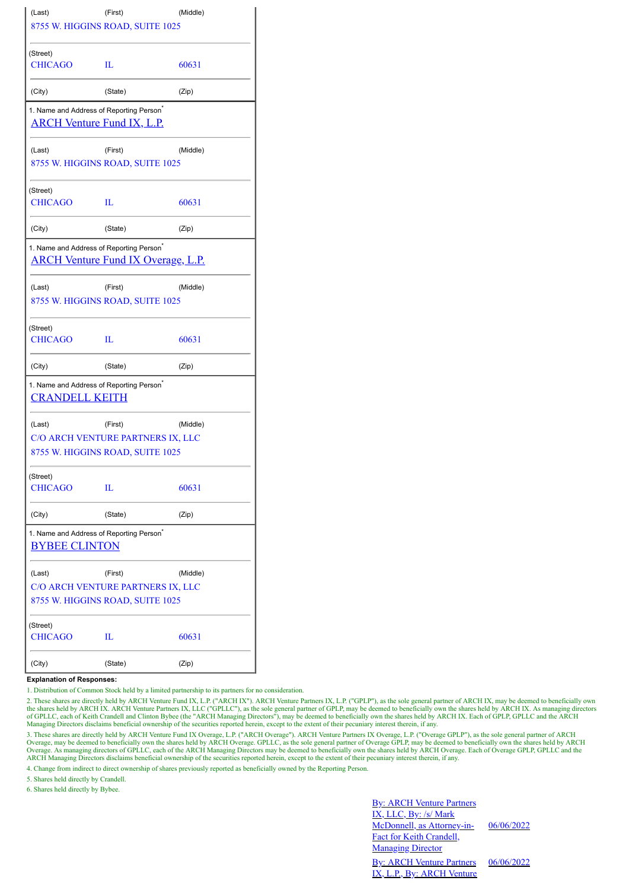| (Last) | (First) | (Middle) |
|---|---|---|
| 8755 W. HIGGINS ROAD, SUITE 1025 | | |
| (Street) | | |
| CHICAGO | IL | 60631 |
| (City) | (State) | (Zip) |

1. Name and Address of Reporting Person*

[ARCH Venture Fund IX, L.P.]

| (Last) | (First) | (Middle) |
|---|---|---|
| 8755 W. HIGGINS ROAD, SUITE 1025 | | |
| (Street) | | |
| CHICAGO | IL | 60631 |
| (City) | (State) | (Zip) |

1. Name and Address of Reporting Person*

[ARCH Venture Fund IX Overage, L.P.]

| (Last) | (First) | (Middle) |
|---|---|---|
| 8755 W. HIGGINS ROAD, SUITE 1025 | | |
| (Street) | | |
| CHICAGO | IL | 60631 |
| (City) | (State) | (Zip) |

1. Name and Address of Reporting Person*

[CRANDELL KEITH]

| (Last) | (First) | (Middle) |
|---|---|---|
| C/O ARCH VENTURE PARTNERS IX, LLC<br>8755 W. HIGGINS ROAD, SUITE 1025 | | |
| (Street) | | |
| CHICAGO | IL | 60631 |
| (City) | (State) | (Zip) |

1. Name and Address of Reporting Person*

[BYBEE CLINTON]

| (Last) | (First) | (Middle) |
|---|---|---|
| C/O ARCH VENTURE PARTNERS IX, LLC<br>8755 W. HIGGINS ROAD, SUITE 1025 | | |
| (Street) | | |
| CHICAGO | IL | 60631 |
| (City) | (State) | (Zip) |

**Explanation of Responses:**

1. Distribution of Common Stock held by a limited partnership to its partners for no consideration.

2. These shares are directly held by ARCH Venture Fund IX, L.P. ("ARCH IX"). ARCH Venture Partners IX, L.P. ("GPLP"), as the sole general partner of ARCH IX, may be deemed to beneficially own the shares held by ARCH IX. ARCH Venture Partners IX, LLC ("GPLLC"), as the sole general partner of GPLP, may be deemed to beneficially own the shares held by ARCH IX. As managing directors of GPLLC, each of Keith Crandell and Clinton Bybee (the "ARCH Managing Directors"), may be deemed to beneficially own the shares held by ARCH IX. Each of GPLP, GPLLC and the ARCH Managing Directors disclaims beneficial ownership of the securities reported herein, except to the extent of their pecuniary interest therein, if any.

3. These shares are directly held by ARCH Venture Fund IX Overage, L.P. ("ARCH Overage"). ARCH Venture Partners IX Overage, L.P. ("Overage GPLP"), as the sole general partner of ARCH Overage, may be deemed to beneficially own the shares held by ARCH Overage. GPLLC, as the sole general partner of Overage GPLP, may be deemed to beneficially own the shares held by ARCH Overage. As managing directors of GPLLC, each of the ARCH Managing Directors may be deemed to beneficially own the shares held by ARCH Overage. Each of Overage GPLP, GPLLC and the ARCH Managing Directors disclaims beneficial ownership of the securities reported herein, except to the extent of their pecuniary interest therein, if any.

4. Change from indirect to direct ownership of shares previously reported as beneficially owned by the Reporting Person.

5. Shares held directly by Crandell.

6. Shares held directly by Bybee.

| | |
|---|---|
| By: ARCH Venture Partners IX, LLC, By: /s/ Mark McDonnell, as Attorney-in-Fact for Keith Crandell, Managing Director | 06/06/2022 |
| By: ARCH Venture Partners IX, L.P., By: ARCH Venture | 06/06/2022 |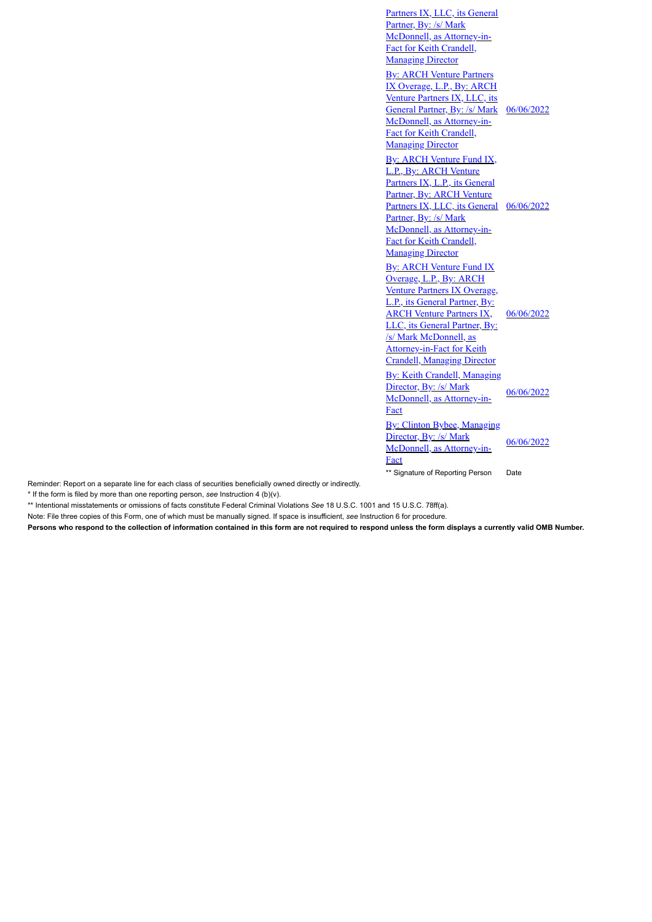| | |
|---|---|
| Partners IX, LLC, its General Partner, By: /s/ Mark McDonnell, as Attorney-in-Fact for Keith Crandell, Managing Director | |
| By: ARCH Venture Partners IX Overage, L.P., By: ARCH Venture Partners IX, LLC, its General Partner, By: /s/ Mark McDonnell, as Attorney-in-Fact for Keith Crandell, Managing Director | 06/06/2022 |
| By: ARCH Venture Fund IX, L.P., By: ARCH Venture Partners IX, L.P., its General Partner, By: ARCH Venture Partners IX, LLC, its General Partner, By: /s/ Mark McDonnell, as Attorney-in-Fact for Keith Crandell, Managing Director | 06/06/2022 |
| By: ARCH Venture Fund IX Overage, L.P., By: ARCH Venture Partners IX Overage, L.P., its General Partner, By: ARCH Venture Partners IX, LLC, its General Partner, By: /s/ Mark McDonnell, as Attorney-in-Fact for Keith Crandell, Managing Director | 06/06/2022 |
| By: Keith Crandell, Managing Director, By: /s/ Mark McDonnell, as Attorney-in-Fact | 06/06/2022 |
| By: Clinton Bybee, Managing Director, By: /s/ Mark McDonnell, as Attorney-in-Fact | 06/06/2022 |
| ** Signature of Reporting Person | Date |

Reminder: Report on a separate line for each class of securities beneficially owned directly or indirectly.

* If the form is filed by more than one reporting person, *see* Instruction 4 (b)(v).

** Intentional misstatements or omissions of facts constitute Federal Criminal Violations *See* 18 U.S.C. 1001 and 15 U.S.C. 78ff(a).

Note: File three copies of this Form, one of which must be manually signed. If space is insufficient, *see* Instruction 6 for procedure.

**Persons who respond to the collection of information contained in this form are not required to respond unless the form displays a currently valid OMB Number.**